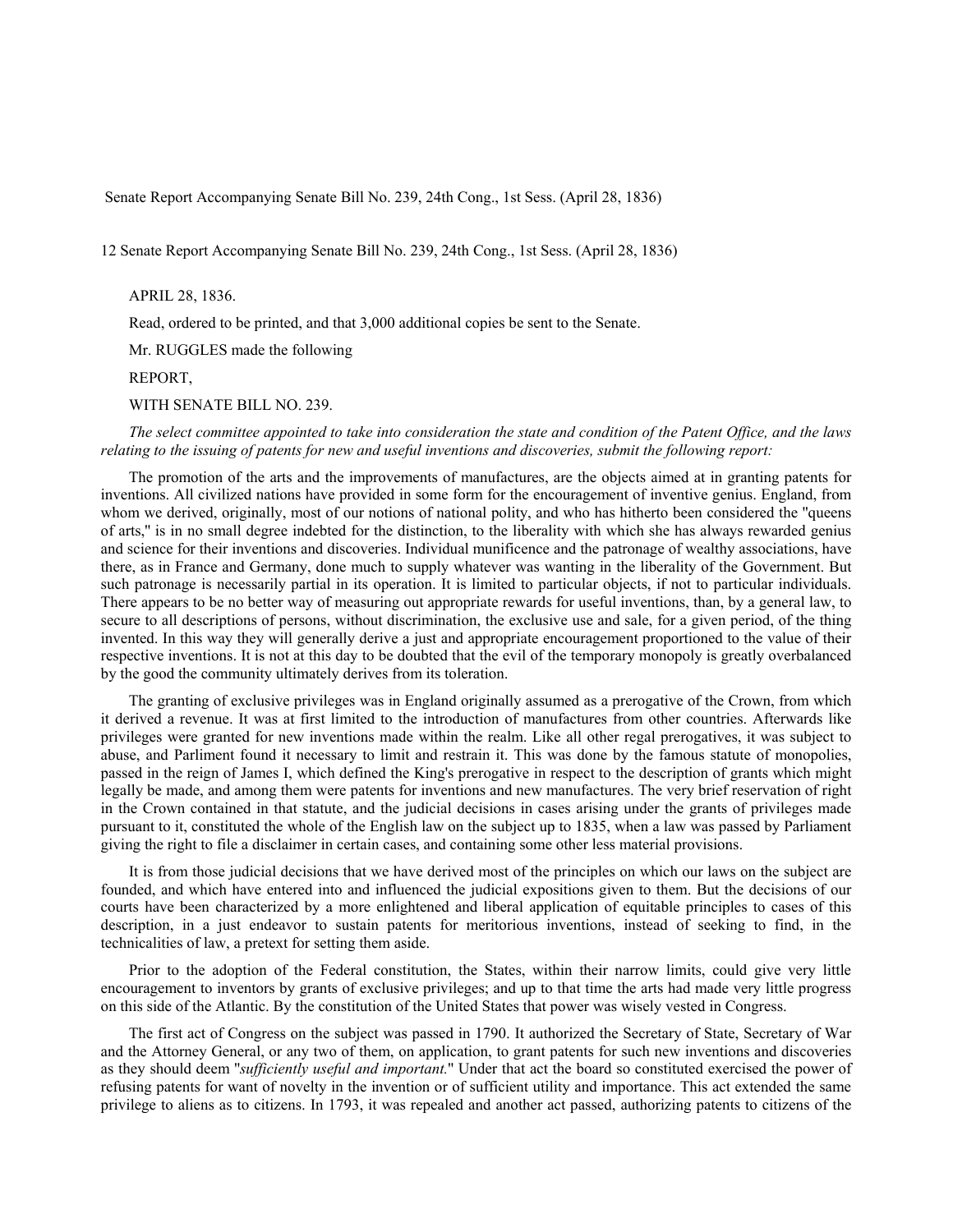Senate Report Accompanying Senate Bill No. 239, 24th Cong., 1st Sess. (April 28, 1836)

12 Senate Report Accompanying Senate Bill No. 239, 24th Cong., 1st Sess. (April 28, 1836)

APRIL 28, 1836.

Read, ordered to be printed, and that 3,000 additional copies be sent to the Senate.

Mr. RUGGLES made the following

REPORT,

WITH SENATE BILL NO. 239.

*The select committee appointed to take into consideration the state and condition of the Patent Office, and the laws relating to the issuing of patents for new and useful inventions and discoveries, submit the following report:*

The promotion of the arts and the improvements of manufactures, are the objects aimed at in granting patents for inventions. All civilized nations have provided in some form for the encouragement of inventive genius. England, from whom we derived, originally, most of our notions of national polity, and who has hitherto been considered the "queens of arts," is in no small degree indebted for the distinction, to the liberality with which she has always rewarded genius and science for their inventions and discoveries. Individual munificence and the patronage of wealthy associations, have there, as in France and Germany, done much to supply whatever was wanting in the liberality of the Government. But such patronage is necessarily partial in its operation. It is limited to particular objects, if not to particular individuals. There appears to be no better way of measuring out appropriate rewards for useful inventions, than, by a general law, to secure to all descriptions of persons, without discrimination, the exclusive use and sale, for a given period, of the thing invented. In this way they will generally derive a just and appropriate encouragement proportioned to the value of their respective inventions. It is not at this day to be doubted that the evil of the temporary monopoly is greatly overbalanced by the good the community ultimately derives from its toleration.

The granting of exclusive privileges was in England originally assumed as a prerogative of the Crown, from which it derived a revenue. It was at first limited to the introduction of manufactures from other countries. Afterwards like privileges were granted for new inventions made within the realm. Like all other regal prerogatives, it was subject to abuse, and Parliment found it necessary to limit and restrain it. This was done by the famous statute of monopolies, passed in the reign of James I, which defined the King's prerogative in respect to the description of grants which might legally be made, and among them were patents for inventions and new manufactures. The very brief reservation of right in the Crown contained in that statute, and the judicial decisions in cases arising under the grants of privileges made pursuant to it, constituted the whole of the English law on the subject up to 1835, when a law was passed by Parliament giving the right to file a disclaimer in certain cases, and containing some other less material provisions.

It is from those judicial decisions that we have derived most of the principles on which our laws on the subject are founded, and which have entered into and influenced the judicial expositions given to them. But the decisions of our courts have been characterized by a more enlightened and liberal application of equitable principles to cases of this description, in a just endeavor to sustain patents for meritorious inventions, instead of seeking to find, in the technicalities of law, a pretext for setting them aside.

Prior to the adoption of the Federal constitution, the States, within their narrow limits, could give very little encouragement to inventors by grants of exclusive privileges; and up to that time the arts had made very little progress on this side of the Atlantic. By the constitution of the United States that power was wisely vested in Congress.

The first act of Congress on the subject was passed in 1790. It authorized the Secretary of State, Secretary of War and the Attorney General, or any two of them, on application, to grant patents for such new inventions and discoveries as they should deem "*sufficiently useful and important.*" Under that act the board so constituted exercised the power of refusing patents for want of novelty in the invention or of sufficient utility and importance. This act extended the same privilege to aliens as to citizens. In 1793, it was repealed and another act passed, authorizing patents to citizens of the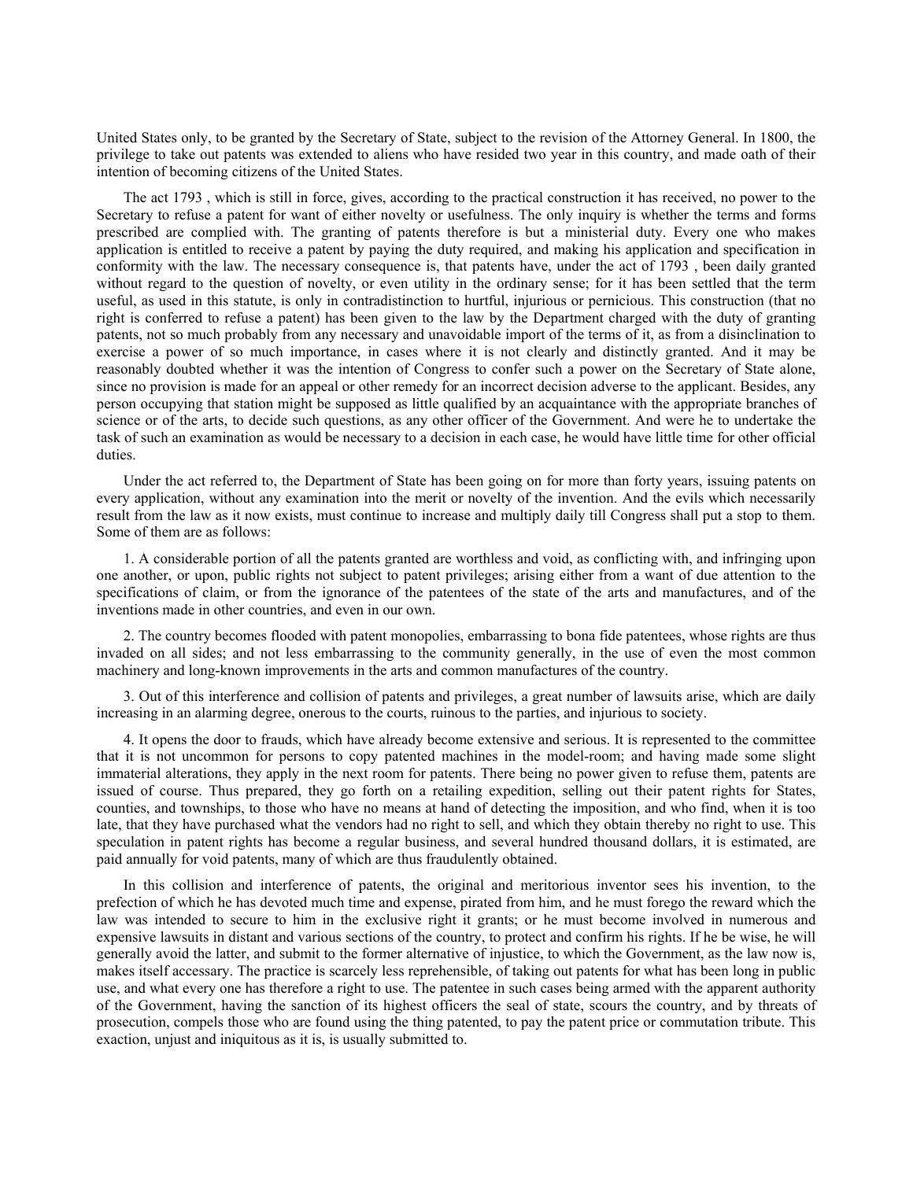United States only, to be granted by the Secretary of State, subject to the revision of the Attorney General. In 1800, the privilege to take out patents was extended to aliens who have resided two year in this country, and made oath of their intention of becoming citizens of the United States.

The act 1793 , which is still in force, gives, according to the practical construction it has received, no power to the Secretary to refuse a patent for want of either novelty or usefulness. The only inquiry is whether the terms and forms prescribed are complied with. The granting of patents therefore is but a ministerial duty. Every one who makes application is entitled to receive a patent by paying the duty required, and making his application and specification in conformity with the law. The necessary consequence is, that patents have, under the act of 1793 , been daily granted without regard to the question of novelty, or even utility in the ordinary sense; for it has been settled that the term useful, as used in this statute, is only in contradistinction to hurtful, injurious or pernicious. This construction (that no right is conferred to refuse a patent) has been given to the law by the Department charged with the duty of granting patents, not so much probably from any necessary and unavoidable import of the terms of it, as from a disinclination to exercise a power of so much importance, in cases where it is not clearly and distinctly granted. And it may be reasonably doubted whether it was the intention of Congress to confer such a power on the Secretary of State alone, since no provision is made for an appeal or other remedy for an incorrect decision adverse to the applicant. Besides, any person occupying that station might be supposed as little qualified by an acquaintance with the appropriate branches of science or of the arts, to decide such questions, as any other officer of the Government. And were he to undertake the task of such an examination as would be necessary to a decision in each case, he would have little time for other official duties.

Under the act referred to, the Department of State has been going on for more than forty years, issuing patents on every application, without any examination into the merit or novelty of the invention. And the evils which necessarily result from the law as it now exists, must continue to increase and multiply daily till Congress shall put a stop to them. Some of them are as follows:

1. A considerable portion of all the patents granted are worthless and void, as conflicting with, and infringing upon one another, or upon, public rights not subject to patent privileges; arising either from a want of due attention to the specifications of claim, or from the ignorance of the patentees of the state of the arts and manufactures, and of the inventions made in other countries, and even in our own.

2. The country becomes flooded with patent monopolies, embarrassing to bona fide patentees, whose rights are thus invaded on all sides; and not less embarrassing to the community generally, in the use of even the most common machinery and long-known improvements in the arts and common manufactures of the country.

3. Out of this interference and collision of patents and privileges, a great number of lawsuits arise, which are daily increasing in an alarming degree, onerous to the courts, ruinous to the parties, and injurious to society.

4. It opens the door to frauds, which have already become extensive and serious. It is represented to the committee that it is not uncommon for persons to copy patented machines in the model-room; and having made some slight immaterial alterations, they apply in the next room for patents. There being no power given to refuse them, patents are issued of course. Thus prepared, they go forth on a retailing expedition, selling out their patent rights for States, counties, and townships, to those who have no means at hand of detecting the imposition, and who find, when it is too late, that they have purchased what the vendors had no right to sell, and which they obtain thereby no right to use. This speculation in patent rights has become a regular business, and several hundred thousand dollars, it is estimated, are paid annually for void patents, many of which are thus fraudulently obtained.

In this collision and interference of patents, the original and meritorious inventor sees his invention, to the prefection of which he has devoted much time and expense, pirated from him, and he must forego the reward which the law was intended to secure to him in the exclusive right it grants; or he must become involved in numerous and expensive lawsuits in distant and various sections of the country, to protect and confirm his rights. If he be wise, he will generally avoid the latter, and submit to the former alternative of injustice, to which the Government, as the law now is, makes itself accessary. The practice is scarcely less reprehensible, of taking out patents for what has been long in public use, and what every one has therefore a right to use. The patentee in such cases being armed with the apparent authority of the Government, having the sanction of its highest officers the seal of state, scours the country, and by threats of prosecution, compels those who are found using the thing patented, to pay the patent price or commutation tribute. This exaction, unjust and iniquitous as it is, is usually submitted to.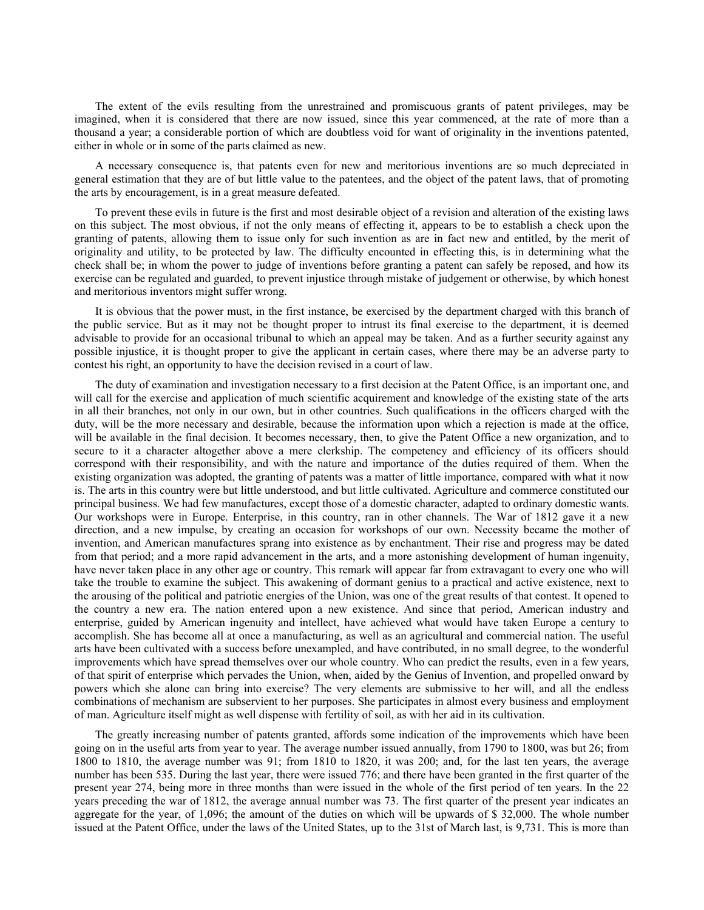The extent of the evils resulting from the unrestrained and promiscuous grants of patent privileges, may be imagined, when it is considered that there are now issued, since this year commenced, at the rate of more than a thousand a year; a considerable portion of which are doubtless void for want of originality in the inventions patented, either in whole or in some of the parts claimed as new.

A necessary consequence is, that patents even for new and meritorious inventions are so much depreciated in general estimation that they are of but little value to the patentees, and the object of the patent laws, that of promoting the arts by encouragement, is in a great measure defeated.

To prevent these evils in future is the first and most desirable object of a revision and alteration of the existing laws on this subject. The most obvious, if not the only means of effecting it, appears to be to establish a check upon the granting of patents, allowing them to issue only for such invention as are in fact new and entitled, by the merit of originality and utility, to be protected by law. The difficulty encounted in effecting this, is in determining what the check shall be; in whom the power to judge of inventions before granting a patent can safely be reposed, and how its exercise can be regulated and guarded, to prevent injustice through mistake of judgement or otherwise, by which honest and meritorious inventors might suffer wrong.

It is obvious that the power must, in the first instance, be exercised by the department charged with this branch of the public service. But as it may not be thought proper to intrust its final exercise to the department, it is deemed advisable to provide for an occasional tribunal to which an appeal may be taken. And as a further security against any possible injustice, it is thought proper to give the applicant in certain cases, where there may be an adverse party to contest his right, an opportunity to have the decision revised in a court of law.

The duty of examination and investigation necessary to a first decision at the Patent Office, is an important one, and will call for the exercise and application of much scientific acquirement and knowledge of the existing state of the arts in all their branches, not only in our own, but in other countries. Such qualifications in the officers charged with the duty, will be the more necessary and desirable, because the information upon which a rejection is made at the office, will be available in the final decision. It becomes necessary, then, to give the Patent Office a new organization, and to secure to it a character altogether above a mere clerkship. The competency and efficiency of its officers should correspond with their responsibility, and with the nature and importance of the duties required of them. When the existing organization was adopted, the granting of patents was a matter of little importance, compared with what it now is. The arts in this country were but little understood, and but little cultivated. Agriculture and commerce constituted our principal business. We had few manufactures, except those of a domestic character, adapted to ordinary domestic wants. Our workshops were in Europe. Enterprise, in this country, ran in other channels. The War of 1812 gave it a new direction, and a new impulse, by creating an occasion for workshops of our own. Necessity became the mother of invention, and American manufactures sprang into existence as by enchantment. Their rise and progress may be dated from that period; and a more rapid advancement in the arts, and a more astonishing development of human ingenuity, have never taken place in any other age or country. This remark will appear far from extravagant to every one who will take the trouble to examine the subject. This awakening of dormant genius to a practical and active existence, next to the arousing of the political and patriotic energies of the Union, was one of the great results of that contest. It opened to the country a new era. The nation entered upon a new existence. And since that period, American industry and enterprise, guided by American ingenuity and intellect, have achieved what would have taken Europe a century to accomplish. She has become all at once a manufacturing, as well as an agricultural and commercial nation. The useful arts have been cultivated with a success before unexampled, and have contributed, in no small degree, to the wonderful improvements which have spread themselves over our whole country. Who can predict the results, even in a few years, of that spirit of enterprise which pervades the Union, when, aided by the Genius of Invention, and propelled onward by powers which she alone can bring into exercise? The very elements are submissive to her will, and all the endless combinations of mechanism are subservient to her purposes. She participates in almost every business and employment of man. Agriculture itself might as well dispense with fertility of soil, as with her aid in its cultivation.

The greatly increasing number of patents granted, affords some indication of the improvements which have been going on in the useful arts from year to year. The average number issued annually, from 1790 to 1800, was but 26; from 1800 to 1810, the average number was 91; from 1810 to 1820, it was 200; and, for the last ten years, the average number has been 535. During the last year, there were issued 776; and there have been granted in the first quarter of the present year 274, being more in three months than were issued in the whole of the first period of ten years. In the 22 years preceding the war of 1812, the average annual number was 73. The first quarter of the present year indicates an aggregate for the year, of 1,096; the amount of the duties on which will be upwards of $ 32,000. The whole number issued at the Patent Office, under the laws of the United States, up to the 31st of March last, is 9,731. This is more than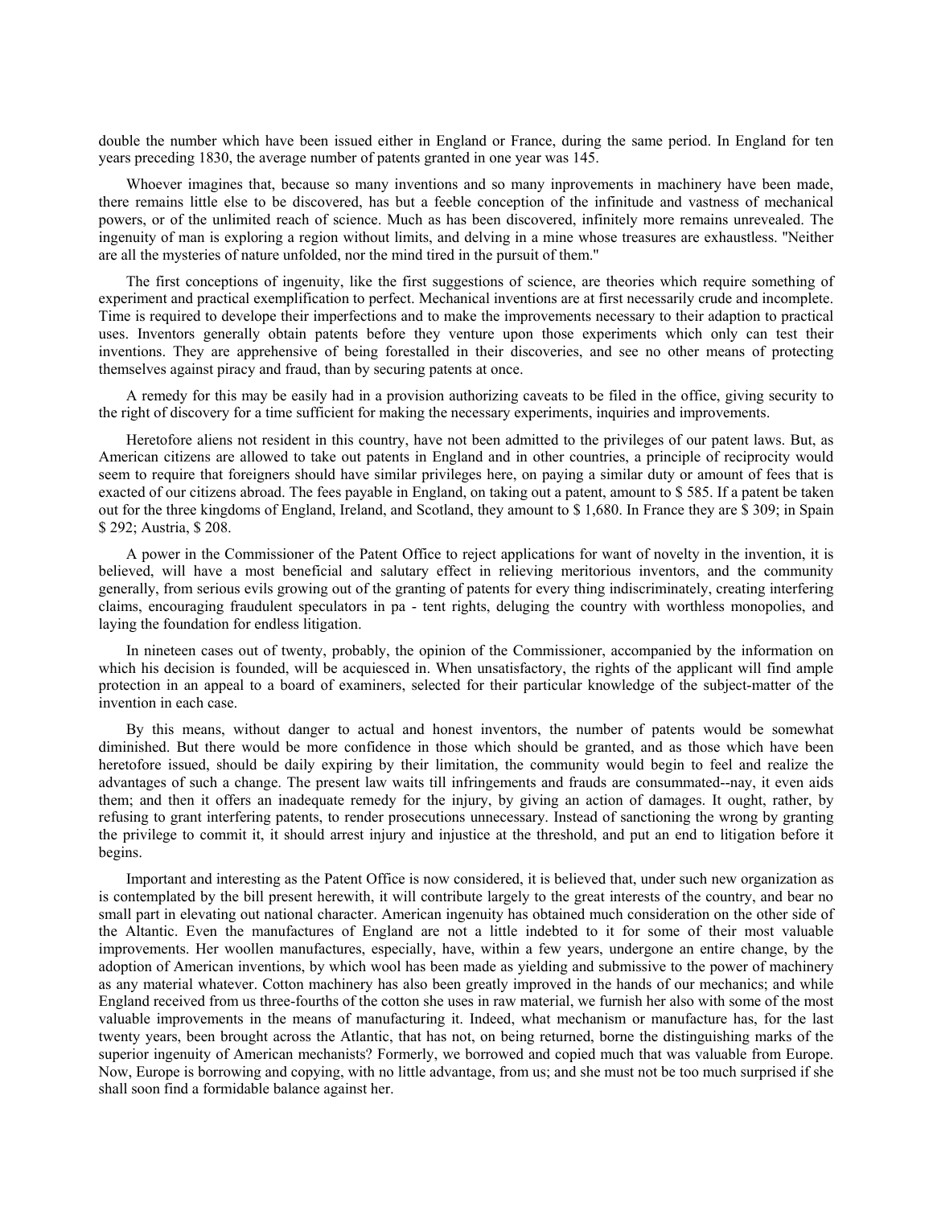double the number which have been issued either in England or France, during the same period. In England for ten years preceding 1830, the average number of patents granted in one year was 145.

Whoever imagines that, because so many inventions and so many inprovements in machinery have been made, there remains little else to be discovered, has but a feeble conception of the infinitude and vastness of mechanical powers, or of the unlimited reach of science. Much as has been discovered, infinitely more remains unrevealed. The ingenuity of man is exploring a region without limits, and delving in a mine whose treasures are exhaustless. "Neither are all the mysteries of nature unfolded, nor the mind tired in the pursuit of them."

The first conceptions of ingenuity, like the first suggestions of science, are theories which require something of experiment and practical exemplification to perfect. Mechanical inventions are at first necessarily crude and incomplete. Time is required to develope their imperfections and to make the improvements necessary to their adaption to practical uses. Inventors generally obtain patents before they venture upon those experiments which only can test their inventions. They are apprehensive of being forestalled in their discoveries, and see no other means of protecting themselves against piracy and fraud, than by securing patents at once.

A remedy for this may be easily had in a provision authorizing caveats to be filed in the office, giving security to the right of discovery for a time sufficient for making the necessary experiments, inquiries and improvements.

Heretofore aliens not resident in this country, have not been admitted to the privileges of our patent laws. But, as American citizens are allowed to take out patents in England and in other countries, a principle of reciprocity would seem to require that foreigners should have similar privileges here, on paying a similar duty or amount of fees that is exacted of our citizens abroad. The fees payable in England, on taking out a patent, amount to $ 585. If a patent be taken out for the three kingdoms of England, Ireland, and Scotland, they amount to $ 1,680. In France they are $ 309; in Spain $ 292; Austria, $ 208.

A power in the Commissioner of the Patent Office to reject applications for want of novelty in the invention, it is believed, will have a most beneficial and salutary effect in relieving meritorious inventors, and the community generally, from serious evils growing out of the granting of patents for every thing indiscriminately, creating interfering claims, encouraging fraudulent speculators in pa - tent rights, deluging the country with worthless monopolies, and laying the foundation for endless litigation.

In nineteen cases out of twenty, probably, the opinion of the Commissioner, accompanied by the information on which his decision is founded, will be acquiesced in. When unsatisfactory, the rights of the applicant will find ample protection in an appeal to a board of examiners, selected for their particular knowledge of the subject-matter of the invention in each case.

By this means, without danger to actual and honest inventors, the number of patents would be somewhat diminished. But there would be more confidence in those which should be granted, and as those which have been heretofore issued, should be daily expiring by their limitation, the community would begin to feel and realize the advantages of such a change. The present law waits till infringements and frauds are consummated--nay, it even aids them; and then it offers an inadequate remedy for the injury, by giving an action of damages. It ought, rather, by refusing to grant interfering patents, to render prosecutions unnecessary. Instead of sanctioning the wrong by granting the privilege to commit it, it should arrest injury and injustice at the threshold, and put an end to litigation before it begins.

Important and interesting as the Patent Office is now considered, it is believed that, under such new organization as is contemplated by the bill present herewith, it will contribute largely to the great interests of the country, and bear no small part in elevating out national character. American ingenuity has obtained much consideration on the other side of the Altantic. Even the manufactures of England are not a little indebted to it for some of their most valuable improvements. Her woollen manufactures, especially, have, within a few years, undergone an entire change, by the adoption of American inventions, by which wool has been made as yielding and submissive to the power of machinery as any material whatever. Cotton machinery has also been greatly improved in the hands of our mechanics; and while England received from us three-fourths of the cotton she uses in raw material, we furnish her also with some of the most valuable improvements in the means of manufacturing it. Indeed, what mechanism or manufacture has, for the last twenty years, been brought across the Atlantic, that has not, on being returned, borne the distinguishing marks of the superior ingenuity of American mechanists? Formerly, we borrowed and copied much that was valuable from Europe. Now, Europe is borrowing and copying, with no little advantage, from us; and she must not be too much surprised if she shall soon find a formidable balance against her.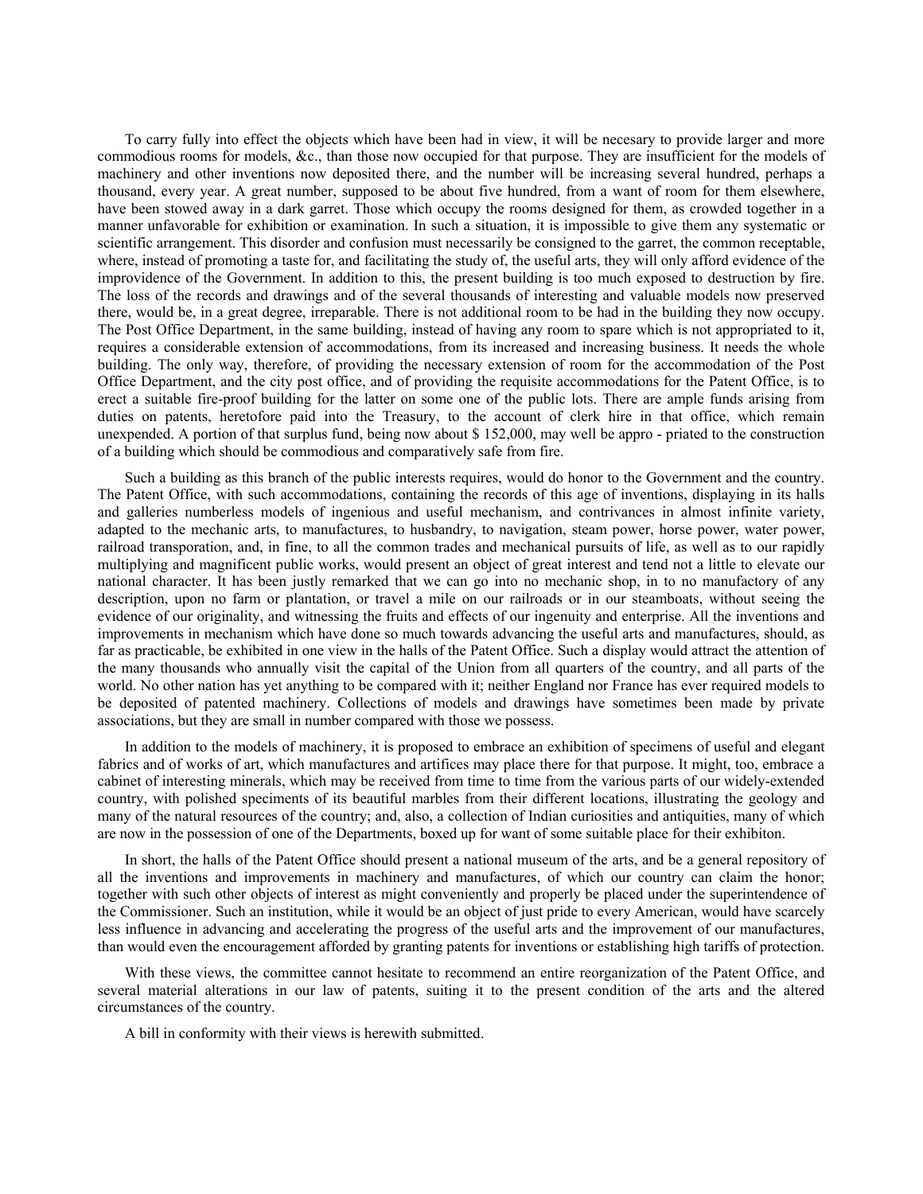To carry fully into effect the objects which have been had in view, it will be necesary to provide larger and more commodious rooms for models, &c., than those now occupied for that purpose. They are insufficient for the models of machinery and other inventions now deposited there, and the number will be increasing several hundred, perhaps a thousand, every year. A great number, supposed to be about five hundred, from a want of room for them elsewhere, have been stowed away in a dark garret. Those which occupy the rooms designed for them, as crowded together in a manner unfavorable for exhibition or examination. In such a situation, it is impossible to give them any systematic or scientific arrangement. This disorder and confusion must necessarily be consigned to the garret, the common receptable, where, instead of promoting a taste for, and facilitating the study of, the useful arts, they will only afford evidence of the improvidence of the Government. In addition to this, the present building is too much exposed to destruction by fire. The loss of the records and drawings and of the several thousands of interesting and valuable models now preserved there, would be, in a great degree, irreparable. There is not additional room to be had in the building they now occupy. The Post Office Department, in the same building, instead of having any room to spare which is not appropriated to it, requires a considerable extension of accommodations, from its increased and increasing business. It needs the whole building. The only way, therefore, of providing the necessary extension of room for the accommodation of the Post Office Department, and the city post office, and of providing the requisite accommodations for the Patent Office, is to erect a suitable fire-proof building for the latter on some one of the public lots. There are ample funds arising from duties on patents, heretofore paid into the Treasury, to the account of clerk hire in that office, which remain unexpended. A portion of that surplus fund, being now about $ 152,000, may well be appro - priated to the construction of a building which should be commodious and comparatively safe from fire.

Such a building as this branch of the public interests requires, would do honor to the Government and the country. The Patent Office, with such accommodations, containing the records of this age of inventions, displaying in its halls and galleries numberless models of ingenious and useful mechanism, and contrivances in almost infinite variety, adapted to the mechanic arts, to manufactures, to husbandry, to navigation, steam power, horse power, water power, railroad transporation, and, in fine, to all the common trades and mechanical pursuits of life, as well as to our rapidly multiplying and magnificent public works, would present an object of great interest and tend not a little to elevate our national character. It has been justly remarked that we can go into no mechanic shop, in to no manufactory of any description, upon no farm or plantation, or travel a mile on our railroads or in our steamboats, without seeing the evidence of our originality, and witnessing the fruits and effects of our ingenuity and enterprise. All the inventions and improvements in mechanism which have done so much towards advancing the useful arts and manufactures, should, as far as practicable, be exhibited in one view in the halls of the Patent Office. Such a display would attract the attention of the many thousands who annually visit the capital of the Union from all quarters of the country, and all parts of the world. No other nation has yet anything to be compared with it; neither England nor France has ever required models to be deposited of patented machinery. Collections of models and drawings have sometimes been made by private associations, but they are small in number compared with those we possess.

In addition to the models of machinery, it is proposed to embrace an exhibition of specimens of useful and elegant fabrics and of works of art, which manufactures and artifices may place there for that purpose. It might, too, embrace a cabinet of interesting minerals, which may be received from time to time from the various parts of our widely-extended country, with polished speciments of its beautiful marbles from their different locations, illustrating the geology and many of the natural resources of the country; and, also, a collection of Indian curiosities and antiquities, many of which are now in the possession of one of the Departments, boxed up for want of some suitable place for their exhibiton.

In short, the halls of the Patent Office should present a national museum of the arts, and be a general repository of all the inventions and improvements in machinery and manufactures, of which our country can claim the honor; together with such other objects of interest as might conveniently and properly be placed under the superintendence of the Commissioner. Such an institution, while it would be an object of just pride to every American, would have scarcely less influence in advancing and accelerating the progress of the useful arts and the improvement of our manufactures, than would even the encouragement afforded by granting patents for inventions or establishing high tariffs of protection.

With these views, the committee cannot hesitate to recommend an entire reorganization of the Patent Office, and several material alterations in our law of patents, suiting it to the present condition of the arts and the altered circumstances of the country.

A bill in conformity with their views is herewith submitted.